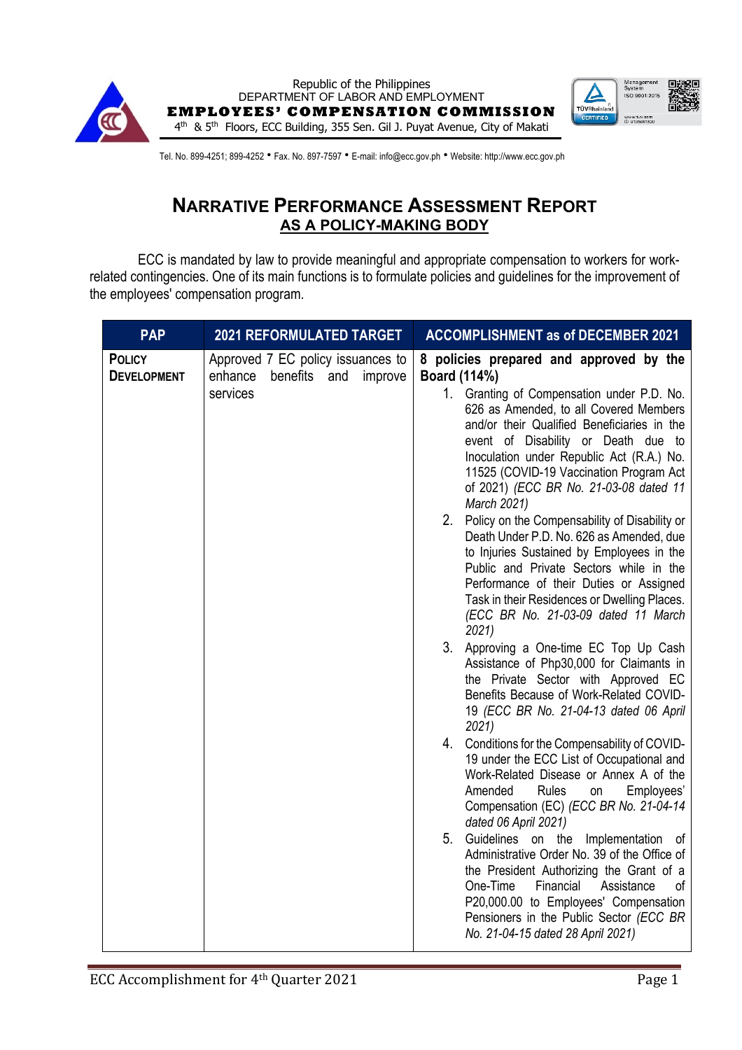Republic of the Philippines
DEPARTMENT OF LABOR AND EMPLOYMENT
**EMPLOYEES' COMPENSATION COMMISSION**
4th & 5th Floors, ECC Building, 355 Sen. Gil J. Puyat Avenue, City of Makati

Tel. No. 899-4251; 899-4252 • Fax. No. 897-7597 • E-mail: info@ecc.gov.ph • Website: http://www.ecc.gov.ph

# NARRATIVE PERFORMANCE ASSESSMENT REPORT
## AS A POLICY-MAKING BODY

ECC is mandated by law to provide meaningful and appropriate compensation to workers for work-related contingencies. One of its main functions is to formulate policies and guidelines for the improvement of the employees' compensation program.

| PAP | 2021 REFORMULATED TARGET | ACCOMPLISHMENT as of DECEMBER 2021 |
|---|---|---|
| **POLICY DEVELOPMENT** | Approved 7 EC policy issuances to enhance benefits and improve services | **8 policies prepared and approved by the Board (114%)**<br>1. Granting of Compensation under P.D. No. 626 as Amended, to all Covered Members and/or their Qualified Beneficiaries in the event of Disability or Death due to Inoculation under Republic Act (R.A.) No. 11525 (COVID-19 Vaccination Program Act of 2021) *(ECC BR No. 21-03-08 dated 11 March 2021)*<br>2. Policy on the Compensability of Disability or Death Under P.D. No. 626 as Amended, due to Injuries Sustained by Employees in the Public and Private Sectors while in the Performance of their Duties or Assigned Task in their Residences or Dwelling Places. *(ECC BR No. 21-03-09 dated 11 March 2021)*<br>3. Approving a One-time EC Top Up Cash Assistance of Php30,000 for Claimants in the Private Sector with Approved EC Benefits Because of Work-Related COVID-19 *(ECC BR No. 21-04-13 dated 06 April 2021)*<br>4. Conditions for the Compensability of COVID-19 under the ECC List of Occupational and Work-Related Disease or Annex A of the Amended Rules on Employees' Compensation (EC) *(ECC BR No. 21-04-14 dated 06 April 2021)*<br>5. Guidelines on the Implementation of Administrative Order No. 39 of the Office of the President Authorizing the Grant of a One-Time Financial Assistance of P20,000.00 to Employees' Compensation Pensioners in the Public Sector *(ECC BR No. 21-04-15 dated 28 April 2021)* |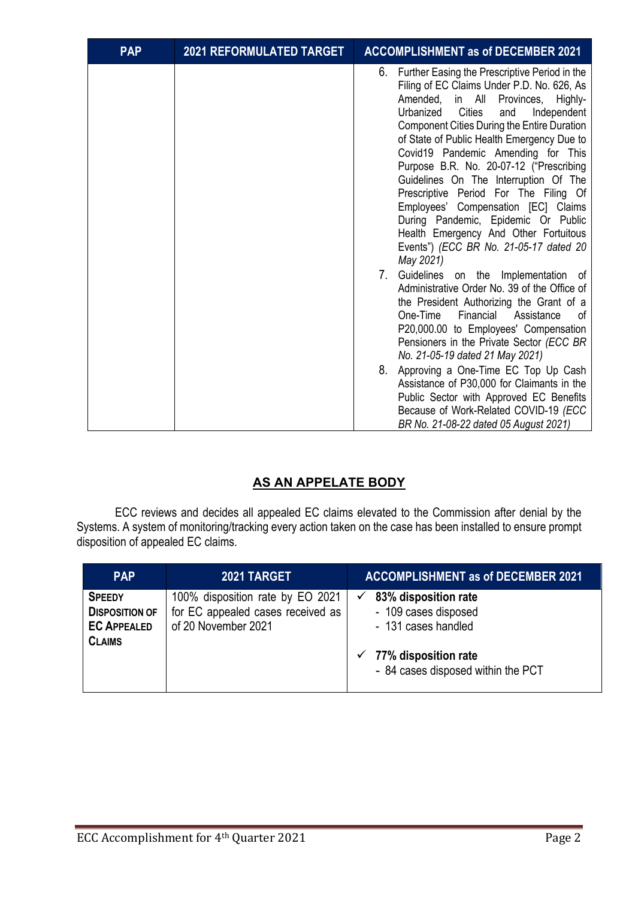| PAP | 2021 REFORMULATED TARGET | ACCOMPLISHMENT as of DECEMBER 2021 |
|---|---|---|
| | | 6. Further Easing the Prescriptive Period in the Filing of EC Claims Under P.D. No. 626, As Amended, in All Provinces, Highly-Urbanized Cities and Independent Component Cities During the Entire Duration of State of Public Health Emergency Due to Covid19 Pandemic Amending for This Purpose B.R. No. 20-07-12 ("Prescribing Guidelines On The Interruption Of The Prescriptive Period For The Filing Of Employees' Compensation [EC] Claims During Pandemic, Epidemic Or Public Health Emergency And Other Fortuitous Events") *(ECC BR No. 21-05-17 dated 20 May 2021)*<br>7. Guidelines on the Implementation of Administrative Order No. 39 of the Office of the President Authorizing the Grant of a One-Time Financial Assistance of P20,000.00 to Employees' Compensation Pensioners in the Private Sector *(ECC BR No. 21-05-19 dated 21 May 2021)*<br>8. Approving a One-Time EC Top Up Cash Assistance of P30,000 for Claimants in the Public Sector with Approved EC Benefits Because of Work-Related COVID-19 *(ECC BR No. 21-08-22 dated 05 August 2021)* |

## AS AN APPELATE BODY

ECC reviews and decides all appealed EC claims elevated to the Commission after denial by the Systems. A system of monitoring/tracking every action taken on the case has been installed to ensure prompt disposition of appealed EC claims.

| PAP | 2021 TARGET | ACCOMPLISHMENT as of DECEMBER 2021 |
|---|---|---|
| **SPEEDY DISPOSITION OF EC APPEALED CLAIMS** | 100% disposition rate by EO 2021 for EC appealed cases received as of 20 November 2021 | ✓ **83% disposition rate**<br>- 109 cases disposed<br>- 131 cases handled<br><br>✓ **77% disposition rate**<br>- 84 cases disposed within the PCT |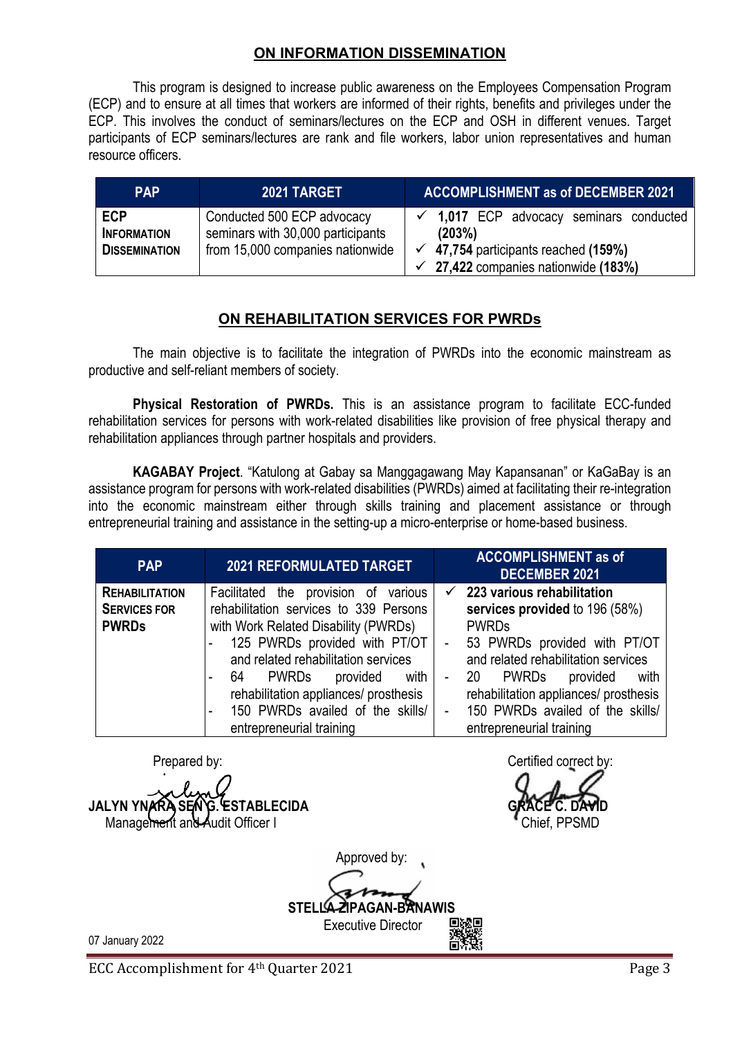## ON INFORMATION DISSEMINATION

This program is designed to increase public awareness on the Employees Compensation Program (ECP) and to ensure at all times that workers are informed of their rights, benefits and privileges under the ECP. This involves the conduct of seminars/lectures on the ECP and OSH in different venues. Target participants of ECP seminars/lectures are rank and file workers, labor union representatives and human resource officers.

| PAP | 2021 TARGET | ACCOMPLISHMENT as of DECEMBER 2021 |
|---|---|---|
| **ECP INFORMATION DISSEMINATION** | Conducted 500 ECP advocacy seminars with 30,000 participants from 15,000 companies nationwide | ✓ **1,017** ECP advocacy seminars conducted **(203%)**<br>✓ **47,754** participants reached **(159%)**<br>✓ **27,422** companies nationwide **(183%)** |

## ON REHABILITATION SERVICES FOR PWRDs

The main objective is to facilitate the integration of PWRDs into the economic mainstream as productive and self-reliant members of society.

**Physical Restoration of PWRDs.** This is an assistance program to facilitate ECC-funded rehabilitation services for persons with work-related disabilities like provision of free physical therapy and rehabilitation appliances through partner hospitals and providers.

**KAGABAY Project**. "Katulong at Gabay sa Manggagawang May Kapansanan" or KaGaBay is an assistance program for persons with work-related disabilities (PWRDs) aimed at facilitating their re-integration into the economic mainstream either through skills training and placement assistance or through entrepreneurial training and assistance in the setting-up a micro-enterprise or home-based business.

| PAP | 2021 REFORMULATED TARGET | ACCOMPLISHMENT as of DECEMBER 2021 |
|---|---|---|
| **REHABILITATION SERVICES FOR PWRDs** | Facilitated the provision of various rehabilitation services to 339 Persons with Work Related Disability (PWRDs)<br>- 125 PWRDs provided with PT/OT and related rehabilitation services<br>- 64 PWRDs provided with rehabilitation appliances/ prosthesis<br>- 150 PWRDs availed of the skills/ entrepreneurial training | ✓ **223 various rehabilitation services provided** to 196 (58%) PWRDs<br>- 53 PWRDs provided with PT/OT and related rehabilitation services<br>- 20 PWRDs provided with rehabilitation appliances/ prosthesis<br>- 150 PWRDs availed of the skills/ entrepreneurial training |

Prepared by:

**JALYN YNARA SEN G. ESTABLECIDA**
Management and Audit Officer I

Certified correct by:

**GRACE C. DAVID**
Chief, PPSMD

Approved by:

**STELLA ZIPAGAN-BANAWIS**
Executive Director

07 January 2022